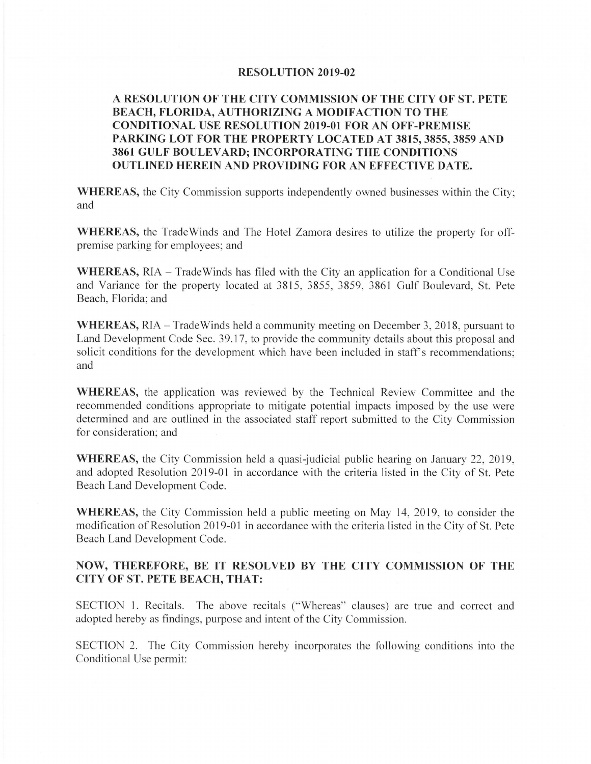# RESOLUTION 2019-02

## A RESOLUTION OF THE CITY COMMISSION OF THE CITY OF ST. PETE BEACH, FLORIDA, AUTHORIZING A MODIFACTION TO THE CONDITIONAL USE RESOLUTION 2019-01 FOR AN OFF-PREMISE PARKING LOT FOR THE PROPERTY LOCATED AT 3815, 3855, 3859 AND 3861 GULF BOULEVARD; INCORPORATING THE CONDITIONS OUTLINED HEREIN AND PROVIDING FOR AN EFFECTIVE DATE.

**WHEREAS,** the City Commission supports independently owned businesses within the City; and

**WHEREAS,** the TradeWinds and The Hotel Zamora desires to utilize the property for off-premise parking for employees; and

**WHEREAS,** RIA – TradeWinds has filed with the City an application for a Conditional Use and Variance for the property located at 3815, 3855, 3859, 3861 Gulf Boulevard, St. Pete Beach, Florida; and

**WHEREAS,** RIA – TradeWinds held a community meeting on December 3, 2018, pursuant to Land Development Code Sec. 39.17, to provide the community details about this proposal and solicit conditions for the development which have been included in staff's recommendations; and

**WHEREAS,** the application was reviewed by the Technical Review Committee and the recommended conditions appropriate to mitigate potential impacts imposed by the use were determined and are outlined in the associated staff report submitted to the City Commission for consideration; and

**WHEREAS,** the City Commission held a quasi-judicial public hearing on January 22, 2019, and adopted Resolution 2019-01 in accordance with the criteria listed in the City of St. Pete Beach Land Development Code.

**WHEREAS,** the City Commission held a public meeting on May 14, 2019, to consider the modification of Resolution 2019-01 in accordance with the criteria listed in the City of St. Pete Beach Land Development Code.

## NOW, THEREFORE, BE IT RESOLVED BY THE CITY COMMISSION OF THE CITY OF ST. PETE BEACH, THAT:

SECTION 1. Recitals. The above recitals ("Whereas" clauses) are true and correct and adopted hereby as findings, purpose and intent of the City Commission.

SECTION 2. The City Commission hereby incorporates the following conditions into the Conditional Use permit: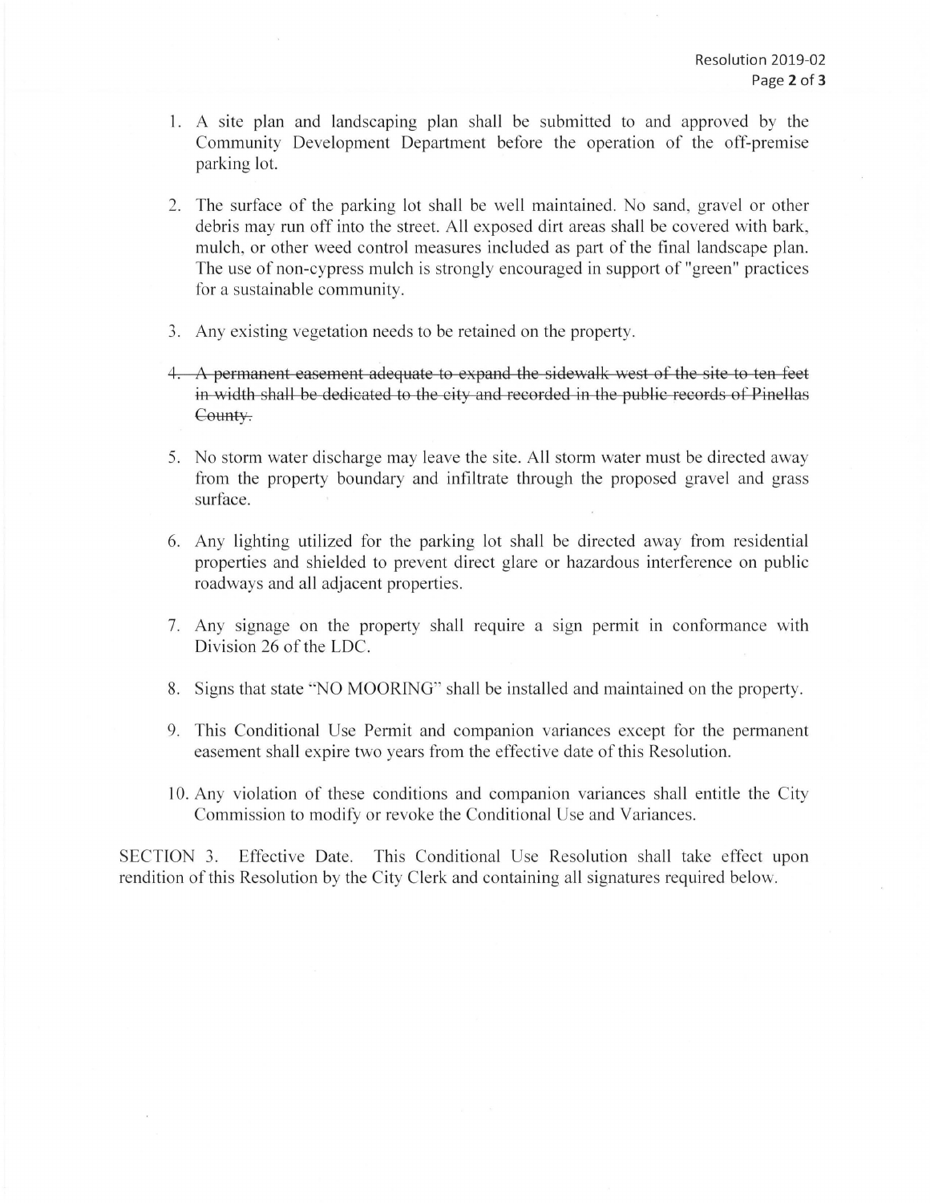1. A site plan and landscaping plan shall be submitted to and approved by the Community Development Department before the operation of the off-premise parking lot.

2. The surface of the parking lot shall be well maintained. No sand, gravel or other debris may run off into the street. All exposed dirt areas shall be covered with bark, mulch, or other weed control measures included as part of the final landscape plan. The use of non-cypress mulch is strongly encouraged in support of "green" practices for a sustainable community.

3. Any existing vegetation needs to be retained on the property.

4. ~~A permanent easement adequate to expand the sidewalk west of the site to ten feet in width shall be dedicated to the city and recorded in the public records of Pinellas County.~~

5. No storm water discharge may leave the site. All storm water must be directed away from the property boundary and infiltrate through the proposed gravel and grass surface.

6. Any lighting utilized for the parking lot shall be directed away from residential properties and shielded to prevent direct glare or hazardous interference on public roadways and all adjacent properties.

7. Any signage on the property shall require a sign permit in conformance with Division 26 of the LDC.

8. Signs that state "NO MOORING" shall be installed and maintained on the property.

9. This Conditional Use Permit and companion variances except for the permanent easement shall expire two years from the effective date of this Resolution.

10. Any violation of these conditions and companion variances shall entitle the City Commission to modify or revoke the Conditional Use and Variances.

SECTION 3. Effective Date. This Conditional Use Resolution shall take effect upon rendition of this Resolution by the City Clerk and containing all signatures required below.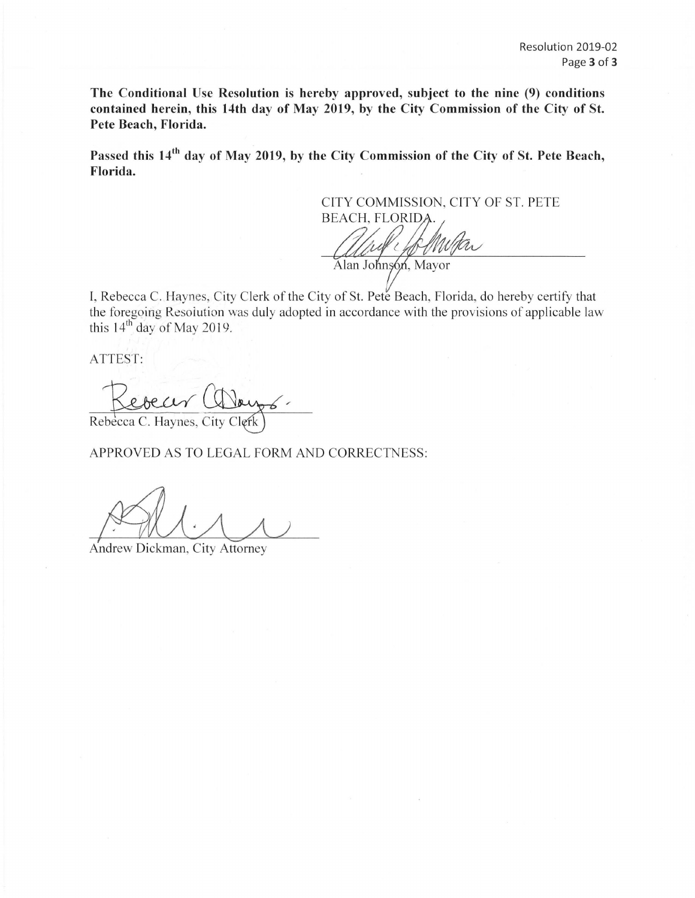**The Conditional Use Resolution is hereby approved, subject to the nine (9) conditions contained herein, this 14th day of May 2019, by the City Commission of the City of St. Pete Beach, Florida.**

**Passed this 14th day of May 2019, by the City Commission of the City of St. Pete Beach, Florida.**

CITY COMMISSION, CITY OF ST. PETE BEACH, FLORIDA.

Alan Johnson, Mayor

I, Rebecca C. Haynes, City Clerk of the City of St. Pete Beach, Florida, do hereby certify that the foregoing Resolution was duly adopted in accordance with the provisions of applicable law this 14th day of May 2019.

ATTEST:

Rebecca C. Haynes, City Clerk

APPROVED AS TO LEGAL FORM AND CORRECTNESS:

Andrew Dickman, City Attorney